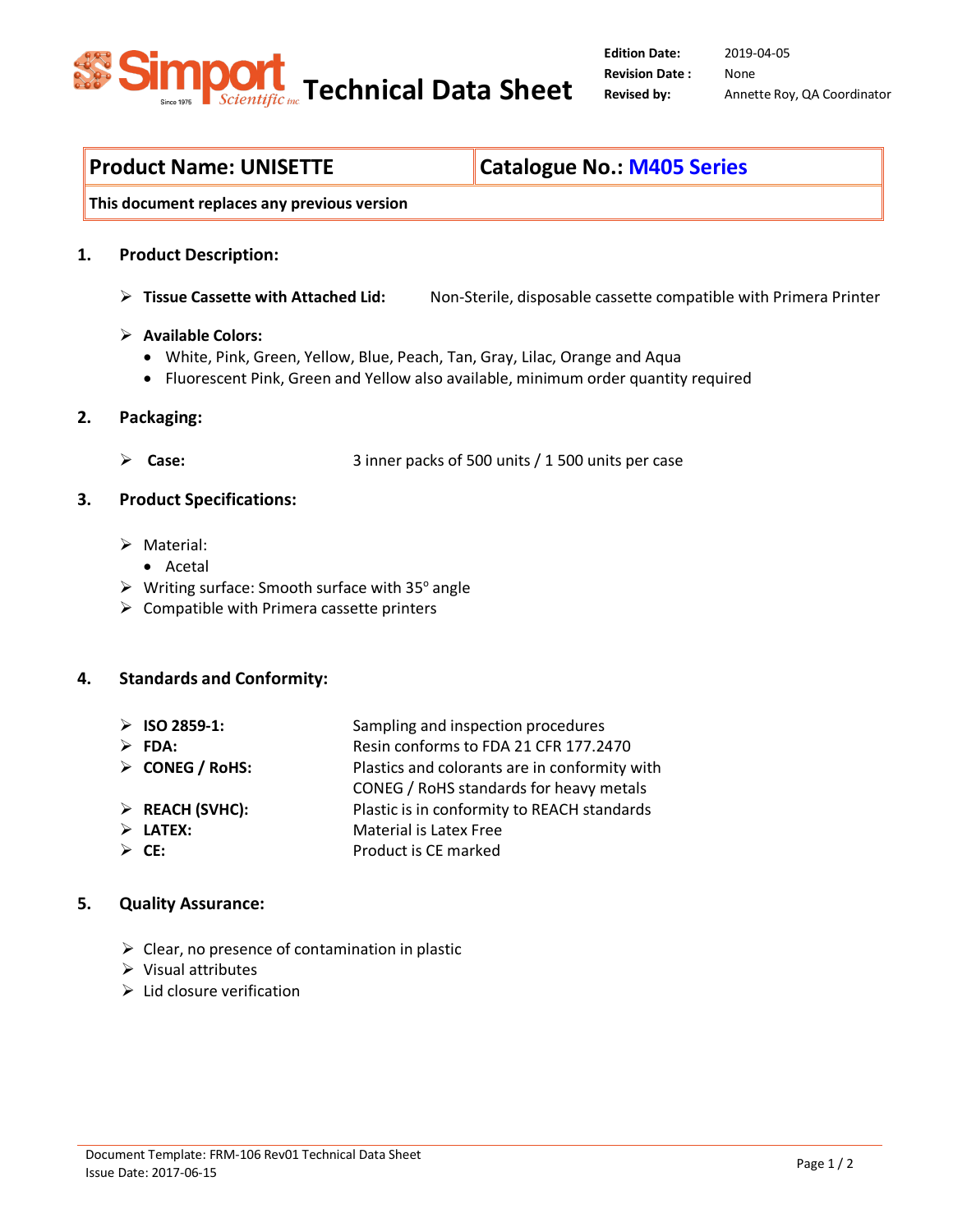# Simport Scientific Technical Data Sheet

| | |
|---|---|
| **Edition Date:** | 2019-04-05 |
| **Revision Date :** | None |
| **Revised by:** | Annette Roy, QA Coordinator |

| **Product Name: UNISETTE** | **Catalogue No.: M405 Series** |
|---|---|
| **This document replaces any previous version** | |

## 1. Product Description:

- **Tissue Cassette with Attached Lid:** Non-Sterile, disposable cassette compatible with Primera Printer
- **Available Colors:**
  - White, Pink, Green, Yellow, Blue, Peach, Tan, Gray, Lilac, Orange and Aqua
  - Fluorescent Pink, Green and Yellow also available, minimum order quantity required

## 2. Packaging:

- **Case:** 3 inner packs of 500 units / 1 500 units per case

## 3. Product Specifications:

- Material:
  - Acetal
- Writing surface: Smooth surface with 35° angle
- Compatible with Primera cassette printers

## 4. Standards and Conformity:

- **ISO 2859-1:** Sampling and inspection procedures
- **FDA:** Resin conforms to FDA 21 CFR 177.2470
- **CONEG / RoHS:** Plastics and colorants are in conformity with CONEG / RoHS standards for heavy metals
- **REACH (SVHC):** Plastic is in conformity to REACH standards
- **LATEX:** Material is Latex Free
- **CE:** Product is CE marked

## 5. Quality Assurance:

- Clear, no presence of contamination in plastic
- Visual attributes
- Lid closure verification

Document Template: FRM-106 Rev01 Technical Data Sheet
Issue Date: 2017-06-15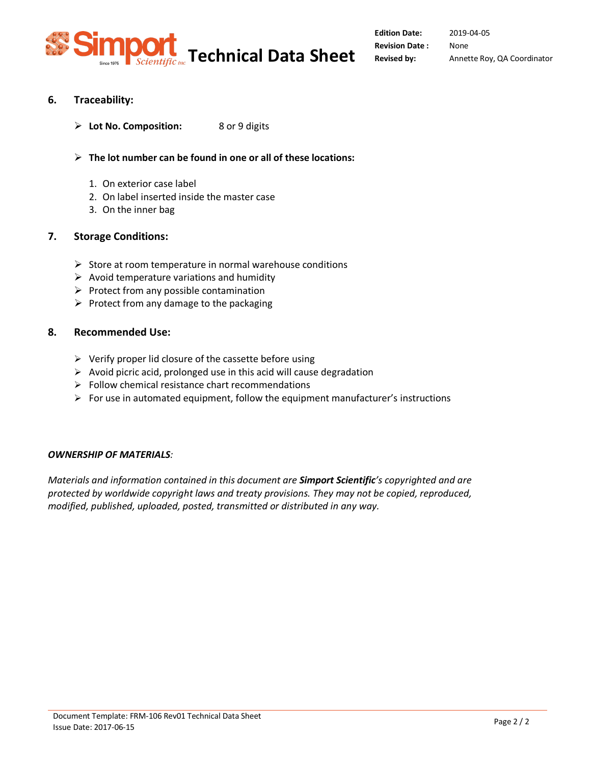## 6. Traceability:

- **Lot No. Composition:** 8 or 9 digits

- **The lot number can be found in one or all of these locations:**

  1. On exterior case label
  2. On label inserted inside the master case
  3. On the inner bag

## 7. Storage Conditions:

- Store at room temperature in normal warehouse conditions
- Avoid temperature variations and humidity
- Protect from any possible contamination
- Protect from any damage to the packaging

## 8. Recommended Use:

- Verify proper lid closure of the cassette before using
- Avoid picric acid, prolonged use in this acid will cause degradation
- Follow chemical resistance chart recommendations
- For use in automated equipment, follow the equipment manufacturer's instructions

***OWNERSHIP OF MATERIALS**:*

*Materials and information contained in this document are **Simport Scientific**'s copyrighted and are protected by worldwide copyright laws and treaty provisions. They may not be copied, reproduced, modified, published, uploaded, posted, transmitted or distributed in any way.*